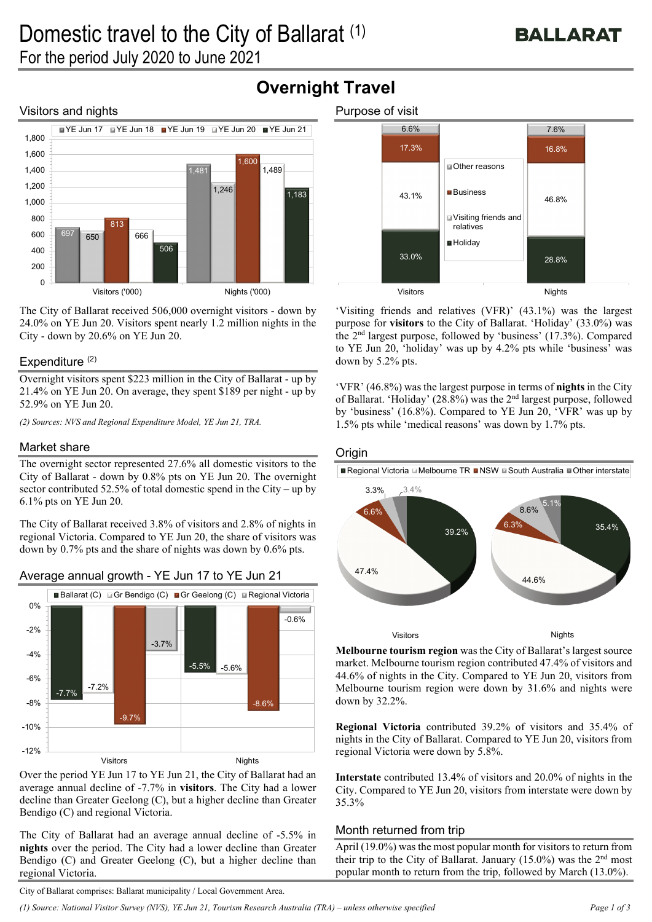# Domestic travel to the City of Ballarat [1]

For the period July 2020 to June 2021

## Overnight Travel

### Visitors and nights

| | YE Jun 17 | YE Jun 18 | YE Jun 19 | YE Jun 20 | YE Jun 21 |
|---|---|---|---|---|---|
| Visitors ('000) | 697 | 650 | 813 | 666 | 506 |
| Nights ('000) | 1,481 | 1,246 | 1,600 | 1,489 | 1,183 |

The City of Ballarat received 506,000 overnight visitors - down by 24.0% on YE Jun 20. Visitors spent nearly 1.2 million nights in the City - down by 20.6% on YE Jun 20.

### Expenditure [2]

Overnight visitors spent $223 million in the City of Ballarat - up by 21.4% on YE Jun 20. On average, they spent $189 per night - up by 52.9% on YE Jun 20.

*(2) Sources: NVS and Regional Expenditure Model, YE Jun 21, TRA.*

### Market share

The overnight sector represented 27.6% all domestic visitors to the City of Ballarat - down by 0.8% pts on YE Jun 20. The overnight sector contributed 52.5% of total domestic spend in the City – up by 6.1% pts on YE Jun 20.

The City of Ballarat received 3.8% of visitors and 2.8% of nights in regional Victoria. Compared to YE Jun 20, the share of visitors was down by 0.7% pts and the share of nights was down by 0.6% pts.

### Average annual growth - YE Jun 17 to YE Jun 21

| | Ballarat (C) | Gr Bendigo (C) | Gr Geelong (C) | Regional Victoria |
|---|---|---|---|---|
| Visitors | -7.7% | -7.2% | -9.7% | -3.7% |
| Nights | -5.5% | -5.6% | -8.6% | -0.6% |

Over the period YE Jun 17 to YE Jun 21, the City of Ballarat had an average annual decline of -7.7% in **visitors**. The City had a lower decline than Greater Geelong (C), but a higher decline than Greater Bendigo (C) and regional Victoria.

The City of Ballarat had an average annual decline of -5.5% in **nights** over the period. The City had a lower decline than Greater Bendigo (C) and Greater Geelong (C), but a higher decline than regional Victoria.

### Purpose of visit

| | Visitors | Nights |
|---|---|---|
| Other reasons | 6.6% | 7.6% |
| Business | 17.3% | 16.8% |
| Visiting friends and relatives | 43.1% | 46.8% |
| Holiday | 33.0% | 28.8% |

'Visiting friends and relatives (VFR)' (43.1%) was the largest purpose for **visitors** to the City of Ballarat. 'Holiday' (33.0%) was the 2nd largest purpose, followed by 'business' (17.3%). Compared to YE Jun 20, 'holiday' was up by 4.2% pts while 'business' was down by 5.2% pts.

'VFR' (46.8%) was the largest purpose in terms of **nights** in the City of Ballarat. 'Holiday' (28.8%) was the 2nd largest purpose, followed by 'business' (16.8%). Compared to YE Jun 20, 'VFR' was up by 1.5% pts while 'medical reasons' was down by 1.7% pts.

### Origin

| | Visitors | Nights |
|---|---|---|
| Regional Victoria | 39.2% | 35.4% |
| Melbourne TR | 47.4% | 44.6% |
| NSW | 6.6% | 6.3% |
| South Australia | 3.3% | 8.6% |
| Other interstate | 3.4% | 5.1% |

**Melbourne tourism region** was the City of Ballarat's largest source market. Melbourne tourism region contributed 47.4% of visitors and 44.6% of nights in the City. Compared to YE Jun 20, visitors from Melbourne tourism region were down by 31.6% and nights were down by 32.2%.

**Regional Victoria** contributed 39.2% of visitors and 35.4% of nights in the City of Ballarat. Compared to YE Jun 20, visitors from regional Victoria were down by 5.8%.

**Interstate** contributed 13.4% of visitors and 20.0% of nights in the City. Compared to YE Jun 20, visitors from interstate were down by 35.3%

### Month returned from trip

April (19.0%) was the most popular month for visitors to return from their trip to the City of Ballarat. January (15.0%) was the 2nd most popular month to return from the trip, followed by March (13.0%).

City of Ballarat comprises: Ballarat municipality / Local Government Area.

*(1) Source: National Visitor Survey (NVS), YE Jun 21, Tourism Research Australia (TRA) – unless otherwise specified*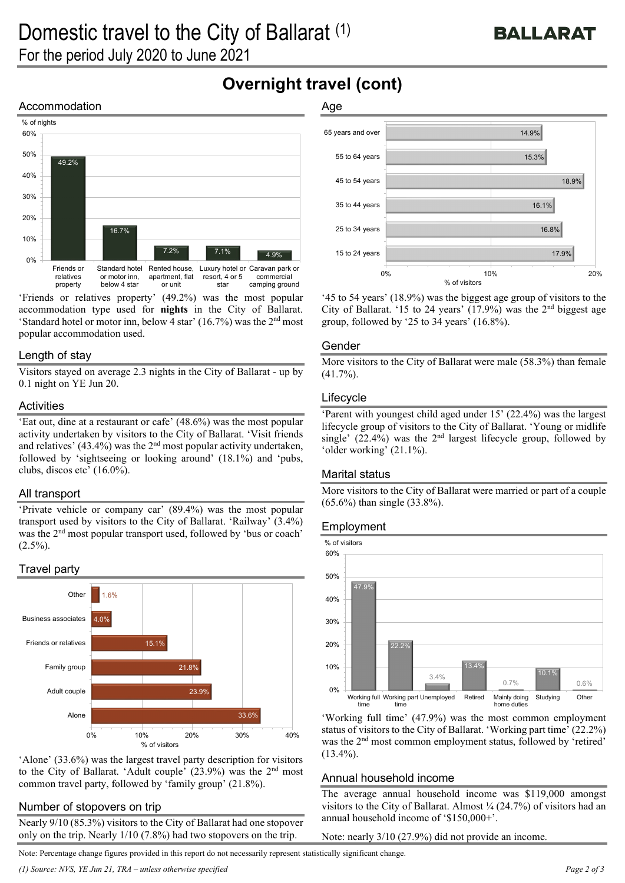# Domestic travel to the City of Ballarat [(1)]

For the period July 2020 to June 2021

## Overnight travel (cont)

### Accommodation

| Accommodation | % of nights |
|---|---|
| Friends or relatives property | 49.2% |
| Standard hotel or motor inn, below 4 star | 16.7% |
| Rented house, apartment, flat or unit | 7.2% |
| Luxury hotel or resort, 4 or 5 star | 7.1% |
| Caravan park or commercial camping ground | 4.9% |

'Friends or relatives property' (49.2%) was the most popular accommodation type used for **nights** in the City of Ballarat. 'Standard hotel or motor inn, below 4 star' (16.7%) was the 2nd most popular accommodation used.

### Length of stay

Visitors stayed on average 2.3 nights in the City of Ballarat - up by 0.1 night on YE Jun 20.

### Activities

'Eat out, dine at a restaurant or cafe' (48.6%) was the most popular activity undertaken by visitors to the City of Ballarat. 'Visit friends and relatives' (43.4%) was the 2nd most popular activity undertaken, followed by 'sightseeing or looking around' (18.1%) and 'pubs, clubs, discos etc' (16.0%).

### All transport

'Private vehicle or company car' (89.4%) was the most popular transport used by visitors to the City of Ballarat. 'Railway' (3.4%) was the 2nd most popular transport used, followed by 'bus or coach' (2.5%).

### Travel party

| Travel party | % of visitors |
|---|---|
| Other | 1.6% |
| Business associates | 4.0% |
| Friends or relatives | 15.1% |
| Family group | 21.8% |
| Adult couple | 23.9% |
| Alone | 33.6% |

'Alone' (33.6%) was the largest travel party description for visitors to the City of Ballarat. 'Adult couple' (23.9%) was the 2nd most common travel party, followed by 'family group' (21.8%).

### Number of stopovers on trip

Nearly 9/10 (85.3%) visitors to the City of Ballarat had one stopover only on the trip. Nearly 1/10 (7.8%) had two stopovers on the trip.

### Age

| Age | % of visitors |
|---|---|
| 65 years and over | 14.9% |
| 55 to 64 years | 15.3% |
| 45 to 54 years | 18.9% |
| 35 to 44 years | 16.1% |
| 25 to 34 years | 16.8% |
| 15 to 24 years | 17.9% |

'45 to 54 years' (18.9%) was the biggest age group of visitors to the City of Ballarat. '15 to 24 years' (17.9%) was the 2nd biggest age group, followed by '25 to 34 years' (16.8%).

### Gender

More visitors to the City of Ballarat were male (58.3%) than female (41.7%).

### Lifecycle

'Parent with youngest child aged under 15' (22.4%) was the largest lifecycle group of visitors to the City of Ballarat. 'Young or midlife single' (22.4%) was the 2nd largest lifecycle group, followed by 'older working' (21.1%).

### Marital status

More visitors to the City of Ballarat were married or part of a couple (65.6%) than single (33.8%).

### Employment

| Employment | % of visitors |
|---|---|
| Working full time | 47.9% |
| Working part time | 22.2% |
| Unemployed | 3.4% |
| Retired | 13.4% |
| Mainly doing home duties | 0.7% |
| Studying | 10.1% |
| Other | 0.6% |

'Working full time' (47.9%) was the most common employment status of visitors to the City of Ballarat. 'Working part time' (22.2%) was the 2nd most common employment status, followed by 'retired' (13.4%).

### Annual household income

The average annual household income was $119,000 amongst visitors to the City of Ballarat. Almost ¼ (24.7%) of visitors had an annual household income of '$150,000+'.

Note: nearly 3/10 (27.9%) did not provide an income.

Note: Percentage change figures provided in this report do not necessarily represent statistically significant change.

*(1) Source: NVS, YE Jun 21, TRA – unless otherwise specified*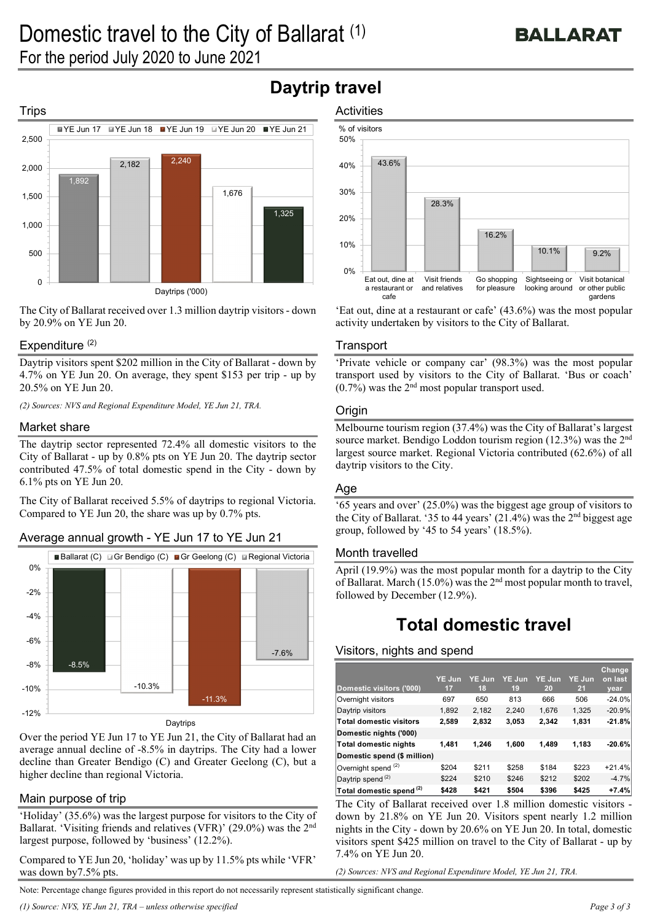# Domestic travel to the City of Ballarat (1)

For the period July 2020 to June 2021

BALLARAT

## Daytrip travel

### Trips

YE Jun 17 YE Jun 18 YE Jun 19 YE Jun 20 YE Jun 21

2,500
2,000
1,500
1,000
500
0

1,892
2,182
2,240
1,676
1,325

Daytrips ('000)

The City of Ballarat received over 1.3 million daytrip visitors - down by 20.9% on YE Jun 20.

### Expenditure (2)

Daytrip visitors spent $202 million in the City of Ballarat - down by 4.7% on YE Jun 20. On average, they spent $153 per trip - up by 20.5% on YE Jun 20.

*(2) Sources: NVS and Regional Expenditure Model, YE Jun 21, TRA.*

### Market share

The daytrip sector represented 72.4% all domestic visitors to the City of Ballarat - up by 0.8% pts on YE Jun 20. The daytrip sector contributed 47.5% of total domestic spend in the City - down by 6.1% pts on YE Jun 20.

The City of Ballarat received 5.5% of daytrips to regional Victoria. Compared to YE Jun 20, the share was up by 0.7% pts.

### Average annual growth - YE Jun 17 to YE Jun 21

Ballarat (C) Gr Bendigo (C) Gr Geelong (C) Regional Victoria

0%
-2%
-4%
-6%
-8%
-10%
-12%

-8.5%
-10.3%
-11.3%
-7.6%

Daytrips

Over the period YE Jun 17 to YE Jun 21, the City of Ballarat had an average annual decline of -8.5% in daytrips. The City had a lower decline than Greater Bendigo (C) and Greater Geelong (C), but a higher decline than regional Victoria.

### Main purpose of trip

'Holiday' (35.6%) was the largest purpose for visitors to the City of Ballarat. 'Visiting friends and relatives (VFR)' (29.0%) was the 2nd largest purpose, followed by 'business' (12.2%).

Compared to YE Jun 20, 'holiday' was up by 11.5% pts while 'VFR' was down by7.5% pts.

### Activities

% of visitors

50%
40%
30%
20%
10%
0%

43.6%
28.3%
16.2%
10.1%
9.2%

Eat out, dine at a restaurant or cafe
Visit friends and relatives
Go shopping for pleasure
Sightseeing or looking around
Visit botanical or other public gardens

'Eat out, dine at a restaurant or cafe' (43.6%) was the most popular activity undertaken by visitors to the City of Ballarat.

### Transport

'Private vehicle or company car' (98.3%) was the most popular transport used by visitors to the City of Ballarat. 'Bus or coach' (0.7%) was the 2nd most popular transport used.

### Origin

Melbourne tourism region (37.4%) was the City of Ballarat's largest source market. Bendigo Loddon tourism region (12.3%) was the 2nd largest source market. Regional Victoria contributed (62.6%) of all daytrip visitors to the City.

### Age

'65 years and over' (25.0%) was the biggest age group of visitors to the City of Ballarat. '35 to 44 years' (21.4%) was the 2nd biggest age group, followed by '45 to 54 years' (18.5%).

### Month travelled

April (19.9%) was the most popular month for a daytrip to the City of Ballarat. March (15.0%) was the 2nd most popular month to travel, followed by December (12.9%).

## Total domestic travel

### Visitors, nights and spend

| Domestic visitors ('000) | YE Jun 17 | YE Jun 18 | YE Jun 19 | YE Jun 20 | YE Jun 21 | Change on last year |
|---|---|---|---|---|---|---|
| Overnight visitors | 697 | 650 | 813 | 666 | 506 | -24.0% |
| Daytrip visitors | 1,892 | 2,182 | 2,240 | 1,676 | 1,325 | -20.9% |
| **Total domestic visitors** | **2,589** | **2,832** | **3,053** | **2,342** | **1,831** | **-21.8%** |
| **Domestic nights ('000)** | | | | | | |
| **Total domestic nights** | **1,481** | **1,246** | **1,600** | **1,489** | **1,183** | **-20.6%** |
| **Domestic spend ($ million)** | | | | | | |
| Overnight spend (2) | $204 | $211 | $258 | $184 | $223 | +21.4% |
| Daytrip spend (2) | $224 | $210 | $246 | $212 | $202 | -4.7% |
| **Total domestic spend (2)** | **$428** | **$421** | **$504** | **$396** | **$425** | **+7.4%** |

The City of Ballarat received over 1.8 million domestic visitors - down by 21.8% on YE Jun 20. Visitors spent nearly 1.2 million nights in the City - down by 20.6% on YE Jun 20. In total, domestic visitors spent $425 million on travel to the City of Ballarat - up by 7.4% on YE Jun 20.

*(2) Sources: NVS and Regional Expenditure Model, YE Jun 21, TRA.*

Note: Percentage change figures provided in this report do not necessarily represent statistically significant change.

*(1) Source: NVS, YE Jun 21, TRA – unless otherwise specified*